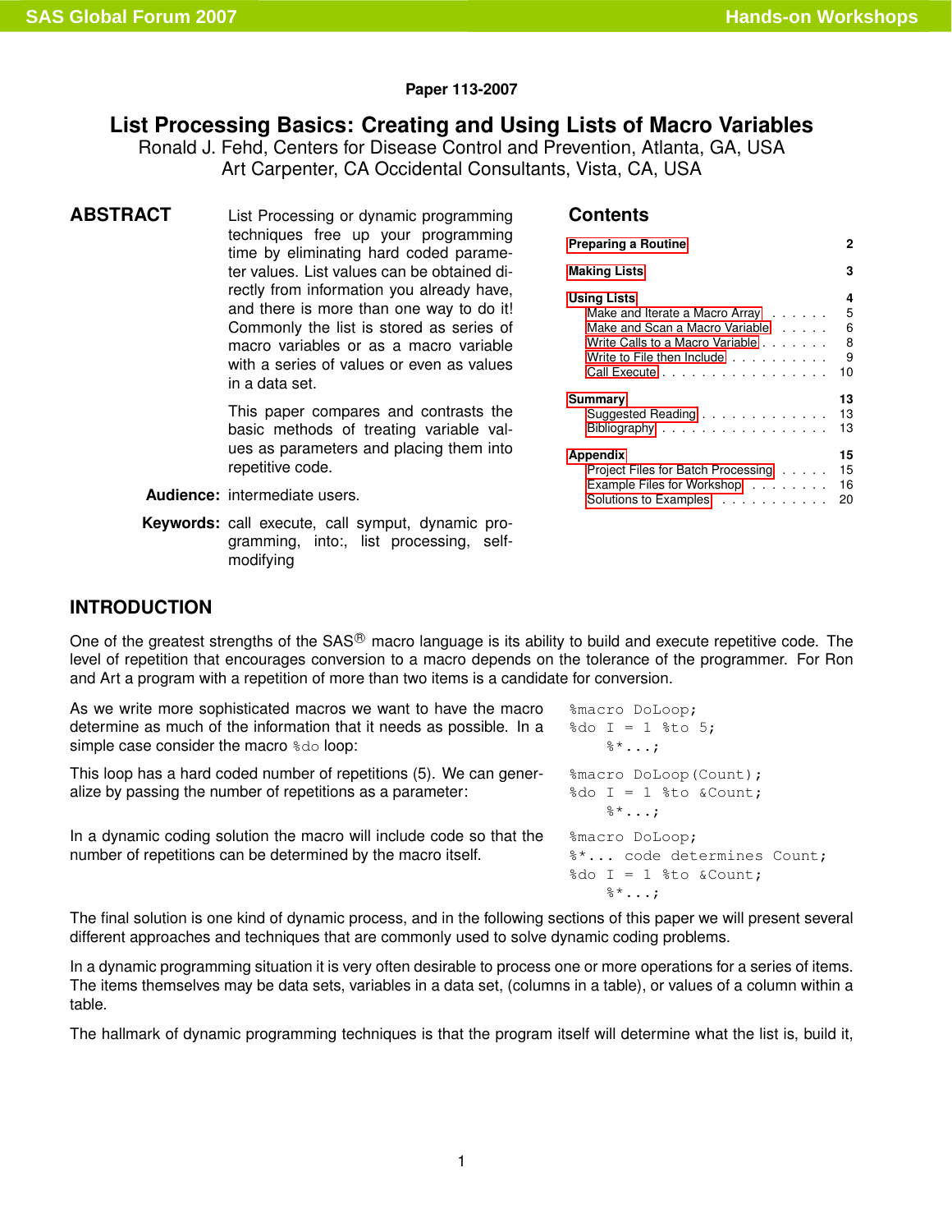Paper 113-2007

# List Processing Basics: Creating and Using Lists of Macro Variables

Ronald J. Fehd, Centers for Disease Control and Prevention, Atlanta, GA, USA
Art Carpenter, CA Occidental Consultants, Vista, CA, USA

## ABSTRACT

List Processing or dynamic programming techniques free up your programming time by eliminating hard coded parameter values. List values can be obtained directly from information you already have, and there is more than one way to do it! Commonly the list is stored as series of macro variables or as a macro variable with a series of values or even as values in a data set.

This paper compares and contrasts the basic methods of treating variable values as parameters and placing them into repetitive code.

**Audience:** intermediate users.

**Keywords:** call execute, call symput, dynamic programming, into:, list processing, self-modifying

## Contents

- **Preparing a Routine** 2
- **Making Lists** 3
- **Using Lists** 4
  - Make and Iterate a Macro Array 5
  - Make and Scan a Macro Variable 6
  - Write Calls to a Macro Variable 8
  - Write to File then Include 9
  - Call Execute 10
- **Summary** 13
  - Suggested Reading 13
  - Bibliography 13
- **Appendix** 15
  - Project Files for Batch Processing 15
  - Example Files for Workshop 16
  - Solutions to Examples 20

## INTRODUCTION

One of the greatest strengths of the SAS® macro language is its ability to build and execute repetitive code. The level of repetition that encourages conversion to a macro depends on the tolerance of the programmer. For Ron and Art a program with a repetition of more than two items is a candidate for conversion.

As we write more sophisticated macros we want to have the macro determine as much of the information that it needs as possible. In a simple case consider the macro %do loop:

```
%macro DoLoop;
%do I = 1 %to 5;
    %*...;
```

This loop has a hard coded number of repetitions (5). We can generalize by passing the number of repetitions as a parameter:

```
%macro DoLoop(Count);
%do I = 1 %to &Count;
    %*...;
```

In a dynamic coding solution the macro will include code so that the number of repetitions can be determined by the macro itself.

```
%macro DoLoop;
%*... code determines Count;
%do I = 1 %to &Count;
    %*...;
```

The final solution is one kind of dynamic process, and in the following sections of this paper we will present several different approaches and techniques that are commonly used to solve dynamic coding problems.

In a dynamic programming situation it is very often desirable to process one or more operations for a series of items. The items themselves may be data sets, variables in a data set, (columns in a table), or values of a column within a table.

The hallmark of dynamic programming techniques is that the program itself will determine what the list is, build it,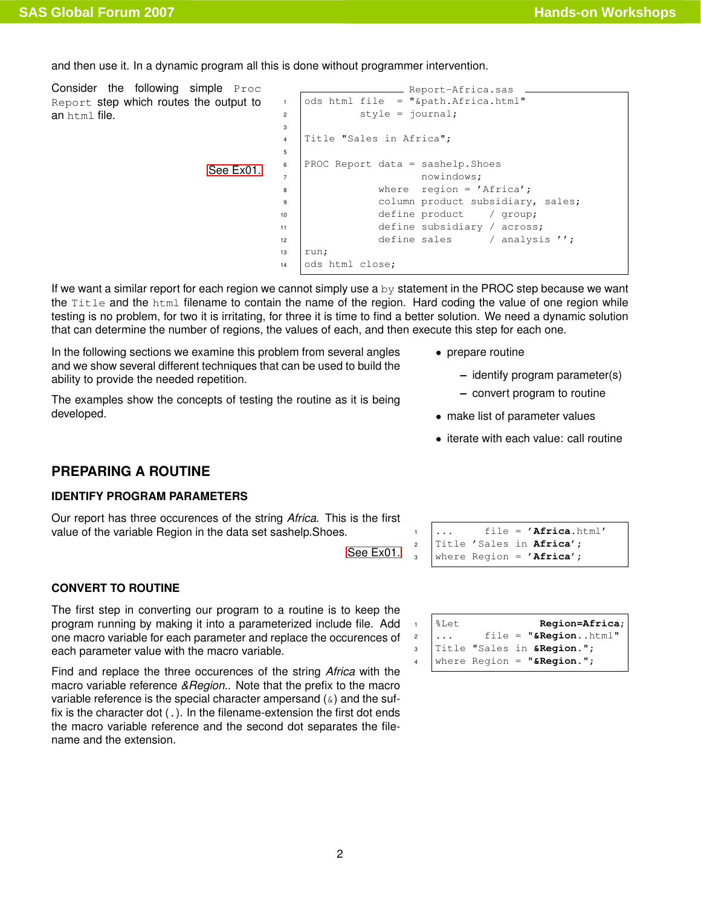and then use it. In a dynamic program all this is done without programmer intervention.

Consider the following simple `Proc Report` step which routes the output to an `html` file.

See Ex01.

Report-Africa.sas

```
ods html file  = "&path.Africa.html"
         style = journal;

Title "Sales in Africa";

PROC Report data = sashelp.Shoes
                nowindows;
            where  region = 'Africa';
            column product subsidiary, sales;
            define product    / group;
            define subsidiary / across;
            define sales      / analysis '';
run;
ods html close;
```

If we want a similar report for each region we cannot simply use a `by` statement in the PROC step because we want the `Title` and the `html` filename to contain the name of the region. Hard coding the value of one region while testing is no problem, for two it is irritating, for three it is time to find a better solution. We need a dynamic solution that can determine the number of regions, the values of each, and then execute this step for each one.

In the following sections we examine this problem from several angles and we show several different techniques that can be used to build the ability to provide the needed repetition.

The examples show the concepts of testing the routine as it is being developed.

- prepare routine
  - identify program parameter(s)
  - convert program to routine
- make list of parameter values
- iterate with each value: call routine

## PREPARING A ROUTINE

### IDENTIFY PROGRAM PARAMETERS

Our report has three occurences of the string *Africa*. This is the first value of the variable Region in the data set sashelp.Shoes.

See Ex01.

```
...      file = 'Africa.html'
Title 'Sales in Africa';
where Region = 'Africa';
```

### CONVERT TO ROUTINE

The first step in converting our program to a routine is to keep the program running by making it into a parameterized include file. Add one macro variable for each parameter and replace the occurences of each parameter value with the macro variable.

Find and replace the three occurences of the string *Africa* with the macro variable reference *&Region.*. Note that the prefix to the macro variable reference is the special character ampersand (&) and the suffix is the character dot (.). In the filename-extension the first dot ends the macro variable reference and the second dot separates the filename and the extension.

```
%Let              Region=Africa;
...      file = "&Region..html"
Title "Sales in &Region.";
where Region = "&Region.";
```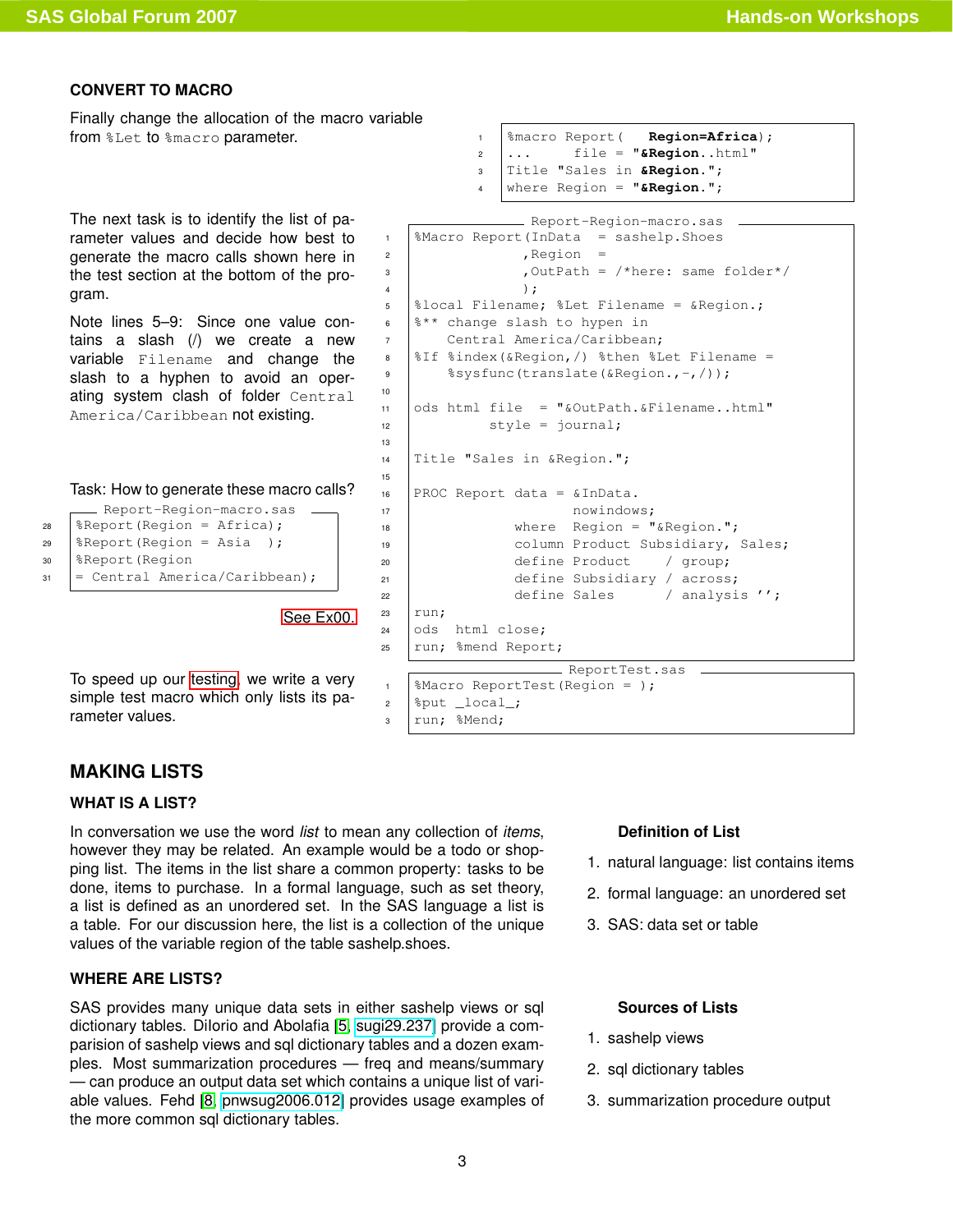### CONVERT TO MACRO

Finally change the allocation of the macro variable from `%Let` to `%macro` parameter.

```
%macro Report(   Region=Africa);
...      file = "&Region..html"
Title "Sales in &Region.";
where Region = "&Region.";
```

The next task is to identify the list of parameter values and decide how best to generate the macro calls shown here in the test section at the bottom of the program.

Note lines 5–9: Since one value contains a slash (/) we create a new variable `Filename` and change the slash to a hyphen to avoid an operating system clash of folder `Central America/Caribbean` not existing.

Report-Region-macro.sas

```
%Macro Report(InData  = sashelp.Shoes
             ,Region  =
             ,OutPath = /*here: same folder*/
             );
%local Filename; %Let Filename = &Region.;
%** change slash to hypen in
    Central America/Caribbean;
%If %index(&Region,/) %then %Let Filename =
    %sysfunc(translate(&Region.,-,/));

ods html file  = "&OutPath.&Filename..html"
         style = journal;

Title "Sales in &Region.";

PROC Report data = &InData.
                   nowindows;
            where  Region = "&Region.";
            column Product Subsidiary, Sales;
            define Product    / group;
            define Subsidiary / across;
            define Sales      / analysis '';
run;
ods  html close;
run; %mend Report;
```

Task: How to generate these macro calls?

Report-Region-macro.sas

```
%Report(Region = Africa);
%Report(Region = Asia  );
%Report(Region
= Central America/Caribbean);
```

See Ex00.

To speed up our testing we write a very simple test macro which only lists its parameter values.

ReportTest.sas

```
%Macro ReportTest(Region = );
%put _local_;
run; %Mend;
```

## MAKING LISTS

### WHAT IS A LIST?

In conversation we use the word *list* to mean any collection of *items*, however they may be related. An example would be a todo or shopping list. The items in the list share a common property: tasks to be done, items to purchase. In a formal language, such as set theory, a list is defined as an unordered set. In the SAS language a list is a table. For our discussion here, the list is a collection of the unique values of the variable region of the table sashelp.shoes.

**Definition of List**

1. natural language: list contains items
2. formal language: an unordered set
3. SAS: data set or table

### WHERE ARE LISTS?

SAS provides many unique data sets in either sashelp views or sql dictionary tables. DiIorio and Abolafia [5, sugi29.237] provide a comparision of sashelp views and sql dictionary tables and a dozen examples. Most summarization procedures — freq and means/summary — can produce an output data set which contains a unique list of variable values. Fehd [8, pnwsug2006.012] provides usage examples of the more common sql dictionary tables.

**Sources of Lists**

1. sashelp views
2. sql dictionary tables
3. summarization procedure output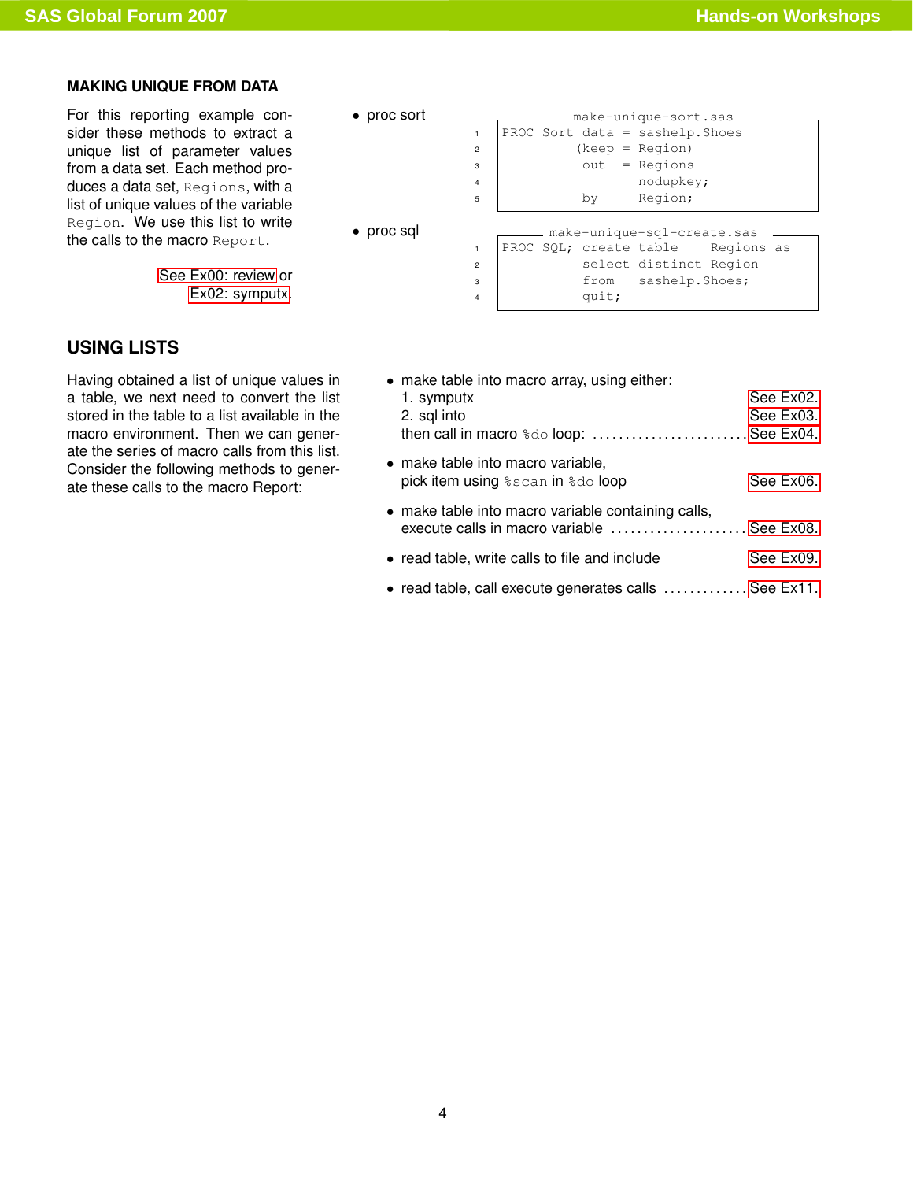### MAKING UNIQUE FROM DATA

For this reporting example consider these methods to extract a unique list of parameter values from a data set. Each method produces a data set, `Regions`, with a list of unique values of the variable `Region`. We use this list to write the calls to the macro `Report`.

See Ex00: review or Ex02: symputx.

- proc sort

make-unique-sort.sas
```
PROC Sort data = sashelp.Shoes
         (keep = Region)
          out  = Regions
                 nodupkey;
          by     Region;
```

- proc sql

make-unique-sql-create.sas
```
PROC SQL; create table    Regions as
          select distinct Region
          from   sashelp.Shoes;
          quit;
```

## USING LISTS

Having obtained a list of unique values in a table, we next need to convert the list stored in the table to a list available in the macro environment. Then we can generate the series of macro calls from this list. Consider the following methods to generate these calls to the macro Report:

- make table into macro array, using either:
  1. symputx — See Ex02.
  2. sql into — See Ex03.

  then call in macro `%do` loop: . . . . . . . . . . . . See Ex04.
- make table into macro variable, pick item using `%scan` in `%do` loop — See Ex06.
- make table into macro variable containing calls, execute calls in macro variable . . . . . . . . . . See Ex08.
- read table, write calls to file and include — See Ex09.
- read table, call execute generates calls . . . . . . . . See Ex11.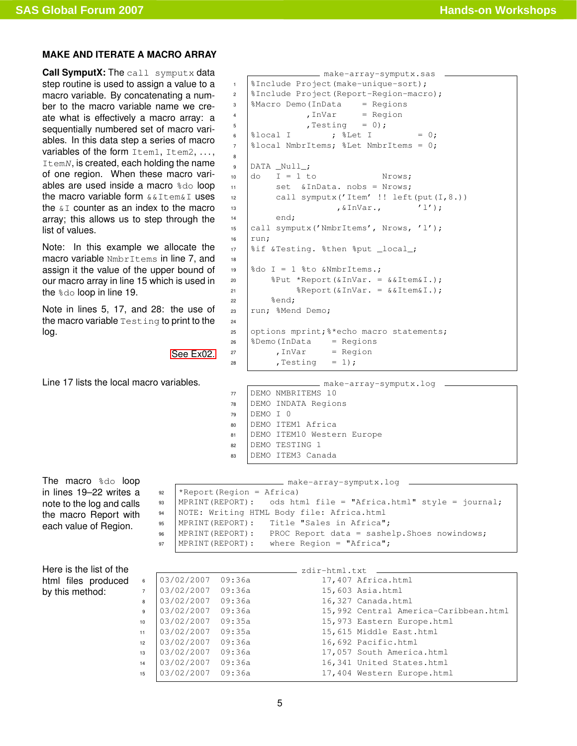## MAKE AND ITERATE A MACRO ARRAY

**Call SymputX:** The `call symputx` data step routine is used to assign a value to a macro variable. By concatenating a number to the macro variable name we create what is effectively a macro array: a sequentially numbered set of macro variables. In this data step a series of macro variables of the form `Item1`, `Item2`, . . . , `ItemN`, is created, each holding the name of one region. When these macro variables are used inside a macro `%do` loop the macro variable form `&&Item&I` uses the `&I` counter as an index to the macro array; this allows us to step through the list of values.

Note: In this example we allocate the macro variable `NmbrItems` in line 7, and assign it the value of the upper bound of our macro array in line 15 which is used in the `%do` loop in line 19.

Note in lines 5, 17, and 28: the use of the macro variable `Testing` to print to the log.

See Ex02.

make-array-symputx.sas

```
1  %Include Project(make-unique-sort);
2  %Include Project(Report-Region-macro);
3  %Macro Demo(InData     = Regions
4             ,InVar      = Region
5             ,Testing    = 0);
6  %local I         ; %Let I          = 0;
7  %local NmbrItems; %Let NmbrItems = 0;
8
9  DATA _Null_;
10 do    I = 1 to              Nrows;
11       set  &InData. nobs = Nrows;
12       call symputx('Item' !! left(put(I,8.))
13                   ,&InVar.,        'l');
14       end;
15 call symputx('NmbrItems', Nrows, 'l');
16 run;
17 %if &Testing. %then %put _local_;
18
19 %do I = 1 %to &NmbrItems.;
20     %Put *Report(&InVar. = &&Item&I.);
21          %Report(&InVar. = &&Item&I.);
22     %end;
23 run; %Mend Demo;
24
25 options mprint;%*echo macro statements;
26 %Demo(InData     = Regions
27      ,InVar      = Region
28      ,Testing    = 1);
```

Line 17 lists the local macro variables.

make-array-symputx.log

```
77 DEMO NMBRITEMS 10
78 DEMO INDATA Regions
79 DEMO I 0
80 DEMO ITEM1 Africa
81 DEMO ITEM10 Western Europe
82 DEMO TESTING 1
83 DEMO ITEM3 Canada
```

The macro `%do` loop in lines 19–22 writes a note to the log and calls the macro Report with each value of Region.

make-array-symputx.log

```
92 *Report(Region = Africa)
93 MPRINT(REPORT):   ods html file = "Africa.html" style = journal;
94 NOTE: Writing HTML Body file: Africa.html
95 MPRINT(REPORT):   Title "Sales in Africa";
96 MPRINT(REPORT):   PROC Report data = sashelp.Shoes nowindows;
97 MPRINT(REPORT):   where Region = "Africa";
```

Here is the list of the html files produced by this method:

zdir-html.txt

```
6  03/02/2007  09:36a            17,407 Africa.html
7  03/02/2007  09:36a            15,603 Asia.html
8  03/02/2007  09:36a            16,327 Canada.html
9  03/02/2007  09:36a            15,992 Central America-Caribbean.html
10 03/02/2007  09:35a            15,973 Eastern Europe.html
11 03/02/2007  09:35a            15,615 Middle East.html
12 03/02/2007  09:36a            16,692 Pacific.html
13 03/02/2007  09:36a            17,057 South America.html
14 03/02/2007  09:36a            16,341 United States.html
15 03/02/2007  09:36a            17,404 Western Europe.html
```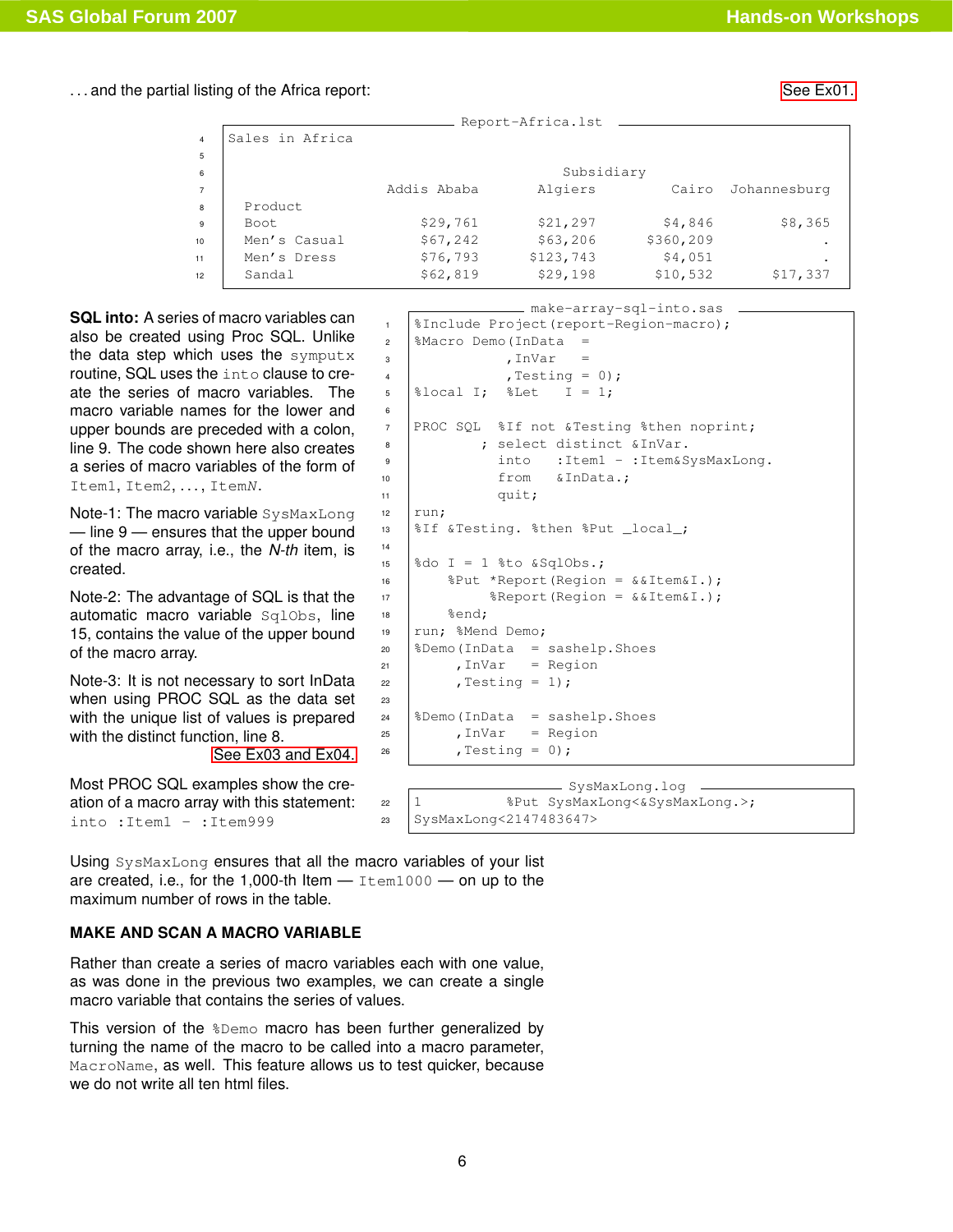. . . and the partial listing of the Africa report: See Ex01.

Report-Africa.lst

```
Sales in Africa

                                    Subsidiary
                  Addis Ababa      Algiers        Cairo   Johannesburg
  Product
  Boot                $29,761      $21,297       $4,846         $8,365
  Men's Casual        $67,242      $63,206     $360,209              .
  Men's Dress         $76,793     $123,743       $4,051              .
  Sandal              $62,819      $29,198      $10,532        $17,337
```

**SQL into:** A series of macro variables can also be created using Proc SQL. Unlike the data step which uses the `symputx` routine, SQL uses the `into` clause to create the series of macro variables. The macro variable names for the lower and upper bounds are preceded with a colon, line 9. The code shown here also creates a series of macro variables of the form of `Item1, Item2, ..., ItemN`.

Note-1: The macro variable `SysMaxLong` — line 9 — ensures that the upper bound of the macro array, i.e., the *N-th* item, is created.

Note-2: The advantage of SQL is that the automatic macro variable `SqlObs`, line 15, contains the value of the upper bound of the macro array.

Note-3: It is not necessary to sort InData when using PROC SQL as the data set with the unique list of values is prepared with the distinct function, line 8.

See Ex03 and Ex04.

make-array-sql-into.sas

```
%Include Project(report-Region-macro);
%Macro Demo(InData   =
           ,InVar    =
           ,Testing = 0);
%local I;  %Let    I = 1;

PROC SQL   %If not &Testing %then noprint;
        ; select distinct &InVar.
          into    :Item1 - :Item&SysMaxLong.
          from    &InData.;
          quit;
run;
%If &Testing. %then %Put _local_;

%do  I = 1 %to &SqlObs.;
    %Put *Report(Region = &&Item&I.);
         %Report(Region = &&Item&I.);
    %end;
run; %Mend Demo;
%Demo(InData   = sashelp.Shoes
     ,InVar    = Region
     ,Testing = 1);

%Demo(InData   = sashelp.Shoes
     ,InVar    = Region
     ,Testing = 0);
```

Most PROC SQL examples show the creation of a macro array with this statement: `into :Item1 - :Item999`

SysMaxLong.log

```
1          %Put SysMaxLong<&SysMaxLong.>;
SysMaxLong<2147483647>
```

Using `SysMaxLong` ensures that all the macro variables of your list are created, i.e., for the 1,000-th Item — `Item1000` — on up to the maximum number of rows in the table.

## MAKE AND SCAN A MACRO VARIABLE

Rather than create a series of macro variables each with one value, as was done in the previous two examples, we can create a single macro variable that contains the series of values.

This version of the `%Demo` macro has been further generalized by turning the name of the macro to be called into a macro parameter, `MacroName`, as well. This feature allows us to test quicker, because we do not write all ten html files.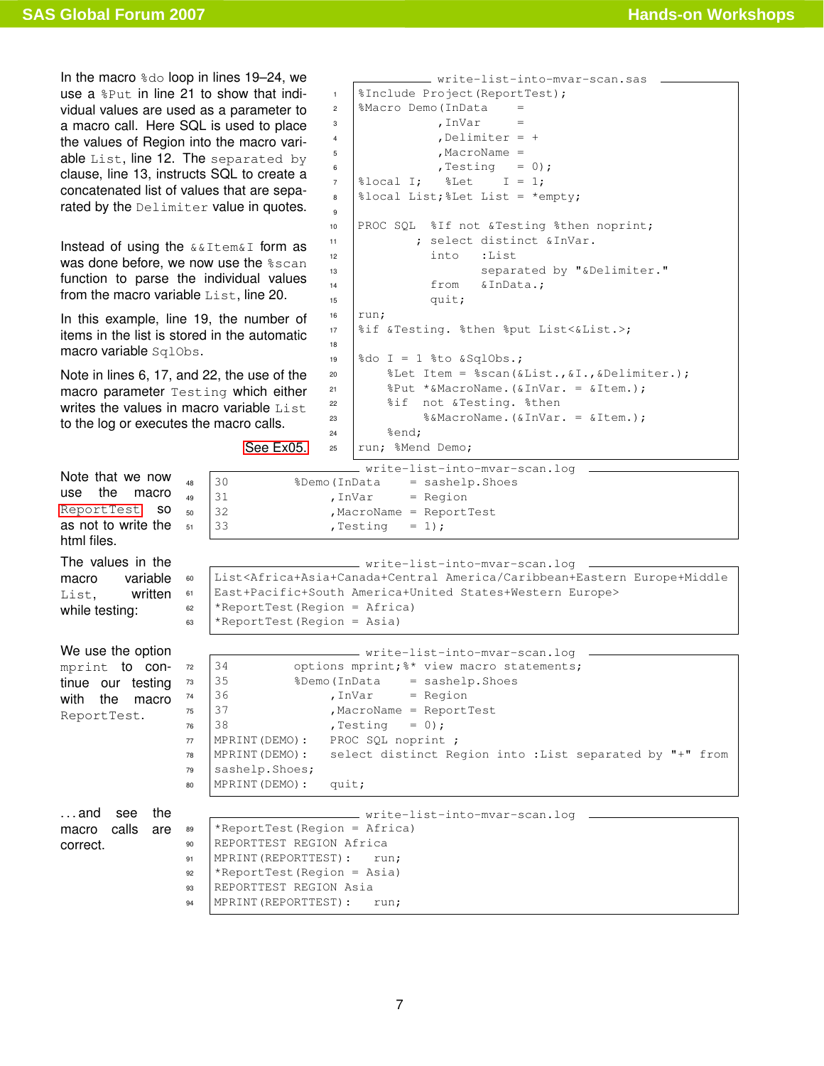In the macro %do loop in lines 19–24, we use a %Put in line 21 to show that individual values are used as a parameter to a macro call. Here SQL is used to place the values of Region into the macro variable List, line 12. The separated by clause, line 13, instructs SQL to create a concatenated list of values that are separated by the Delimiter value in quotes.

Instead of using the &&Item&I form as was done before, we now use the %scan function to parse the individual values from the macro variable List, line 20.

In this example, line 19, the number of items in the list is stored in the automatic macro variable SqlObs.

Note in lines 6, 17, and 22, the use of the macro parameter Testing which either writes the values in macro variable List to the log or executes the macro calls.

See Ex05.

write-list-into-mvar-scan.sas

```
1  %Include Project(ReportTest);
2  %Macro Demo(InData     =
3             ,InVar      =
4             ,Delimiter = +
5             ,MacroName =
6             ,Testing    = 0);
7  %local I;   %Let    I = 1;
8  %local List;%Let List = *empty;
9
10 PROC SQL  %If not &Testing %then noprint;
11         ; select distinct &InVar.
12           into    :List
13                   separated by "&Delimiter."
14           from    &InData.;
15           quit;
16 run;
17 %if &Testing. %then %put List<&List.>;
18
19 %do I = 1 %to &SqlObs.;
20     %Let Item = %scan(&List.,&I.,&Delimiter.);
21     %Put *&MacroName.(&InVar. = &Item.);
22     %if  not &Testing. %then
23          %&MacroName.(&InVar. = &Item.);
24     %end;
25 run; %Mend Demo;
```

Note that we now use the macro ReportTest so as not to write the html files.

write-list-into-mvar-scan.log

```
48  30        %Demo(InData     = sashelp.Shoes
49  31             ,InVar      = Region
50  32             ,MacroName = ReportTest
51  33             ,Testing    = 1);
```

The values in the macro variable List, written while testing:

write-list-into-mvar-scan.log

```
60  List<Africa+Asia+Canada+Central America/Caribbean+Eastern Europe+Middle
61  East+Pacific+South America+United States+Western Europe>
62  *ReportTest(Region = Africa)
63  *ReportTest(Region = Asia)
```

We use the option mprint to continue our testing with the macro ReportTest.

write-list-into-mvar-scan.log

```
72  34         options mprint;%* view macro statements;
73  35         %Demo(InData     = sashelp.Shoes
74  36              ,InVar      = Region
75  37              ,MacroName = ReportTest
76  38              ,Testing    = 0);
77  MPRINT(DEMO):   PROC SQL noprint ;
78  MPRINT(DEMO):   select distinct Region into :List separated by "+" from
79  sashelp.Shoes;
80  MPRINT(DEMO):   quit;
```

. . . and see the macro calls are correct.

write-list-into-mvar-scan.log

```
89  *ReportTest(Region = Africa)
90  REPORTTEST REGION Africa
91  MPRINT(REPORTTEST):   run;
92  *ReportTest(Region = Asia)
93  REPORTTEST REGION Asia
94  MPRINT(REPORTTEST):   run;
```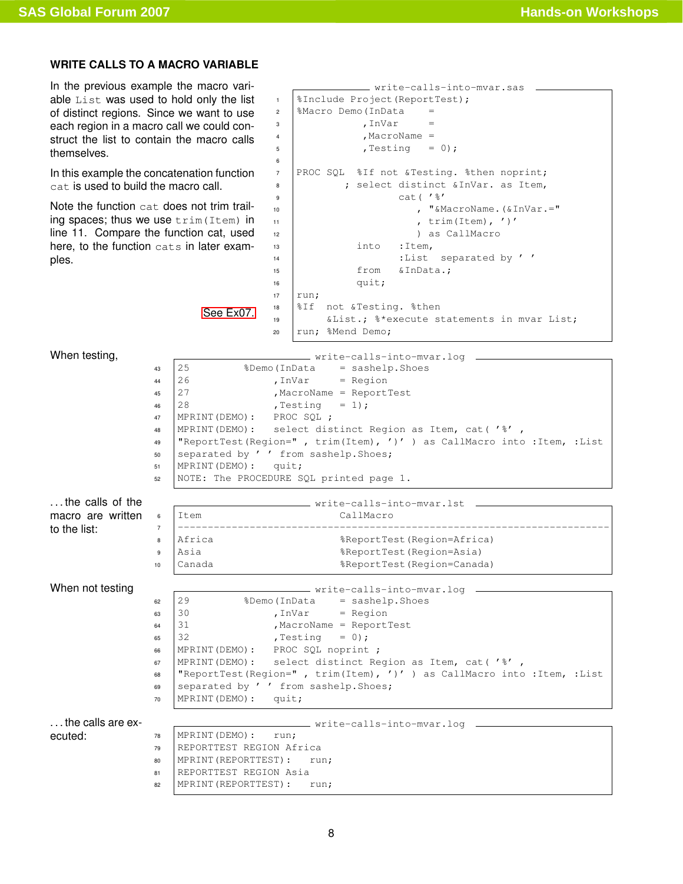### WRITE CALLS TO A MACRO VARIABLE

In the previous example the macro variable `List` was used to hold only the list of distinct regions. Since we want to use each region in a macro call we could construct the list to contain the macro calls themselves.

In this example the concatenation function `cat` is used to build the macro call.

Note the function `cat` does not trim trailing spaces; thus we use `trim(Item)` in line 11. Compare the function cat, used here, to the function `cats` in later examples.

See Ex07.

write-calls-into-mvar.sas

```
1  %Include Project(ReportTest);
2  %Macro Demo(InData     =
3             ,InVar      =
4             ,MacroName  =
5             ,Testing    = 0);
6
7  PROC SQL  %If not &Testing. %then noprint;
8          ; select distinct &InVar. as Item,
9                    cat( '%'
10                      , "&MacroName.(&InVar.="
11                      , trim(Item), ')'
12                      ) as CallMacro
13            into   :Item,
14                   :List  separated by ' '
15            from   &InData.;
16            quit;
17 run;
18 %If  not &Testing. %then
19      &List.; %*execute statements in mvar List;
20 run; %Mend Demo;
```

When testing,

write-calls-into-mvar.log

```
43 25         %Demo(InData     = sashelp.Shoes
44 26              ,InVar      = Region
45 27              ,MacroName  = ReportTest
46 28              ,Testing    = 1);
47 MPRINT(DEMO):   PROC SQL ;
48 MPRINT(DEMO):   select distinct Region as Item, cat( '%' ,
49 "ReportTest(Region=" , trim(Item), ')' ) as CallMacro into :Item, :List
50 separated by ' ' from sashelp.Shoes;
51 MPRINT(DEMO):   quit;
52 NOTE: The PROCEDURE SQL printed page 1.
```

...the calls of the macro are written to the list:

write-calls-into-mvar.lst

```
6  Item                         CallMacro
7  ------------------------------------------------------------------------
8  Africa                       %ReportTest(Region=Africa)
9  Asia                         %ReportTest(Region=Asia)
10 Canada                       %ReportTest(Region=Canada)
```

When not testing

write-calls-into-mvar.log

```
62 29         %Demo(InData     = sashelp.Shoes
63 30              ,InVar      = Region
64 31              ,MacroName  = ReportTest
65 32              ,Testing    = 0);
66 MPRINT(DEMO):   PROC SQL noprint ;
67 MPRINT(DEMO):   select distinct Region as Item, cat( '%' ,
68 "ReportTest(Region=" , trim(Item), ')' ) as CallMacro into :Item, :List
69 separated by ' ' from sashelp.Shoes;
70 MPRINT(DEMO):   quit;
```

...the calls are executed:

write-calls-into-mvar.log

```
78 MPRINT(DEMO):   run;
79 REPORTTEST REGION Africa
80 MPRINT(REPORTTEST):   run;
81 REPORTTEST REGION Asia
82 MPRINT(REPORTTEST):   run;
```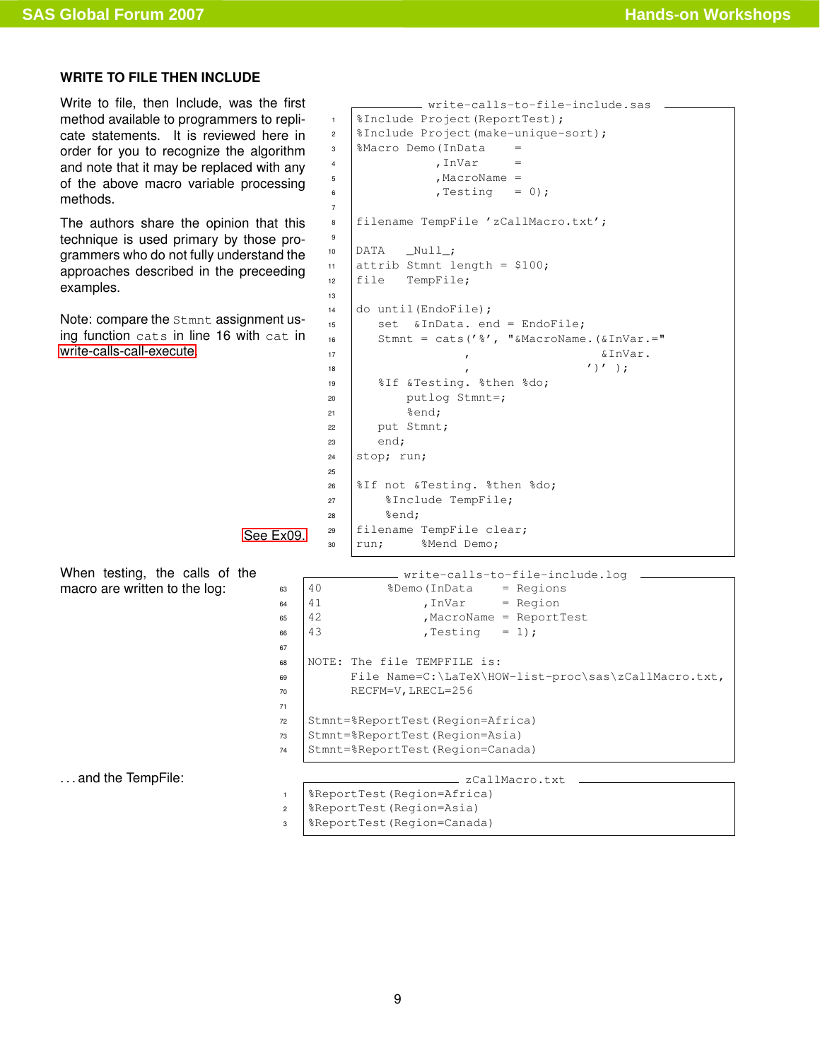### WRITE TO FILE THEN INCLUDE

Write to file, then Include, was the first method available to programmers to replicate statements. It is reviewed here in order for you to recognize the algorithm and note that it may be replaced with any of the above macro variable processing methods.

The authors share the opinion that this technique is used primary by those programmers who do not fully understand the approaches described in the preceeding examples.

Note: compare the `Stmnt` assignment using function `cats` in line 16 with `cat` in write-calls-call-execute

See Ex09.

write-calls-to-file-include.sas

```
%Include Project(ReportTest);
%Include Project(make-unique-sort);
%Macro Demo(InData    =
           ,InVar     =
           ,MacroName =
           ,Testing   = 0);

filename TempFile 'zCallMacro.txt';

DATA   _Null_;
attrib Stmnt length = $100;
file   TempFile;

do until(EndoFile);
   set  &InData. end = EndoFile;
   Stmnt = cats('%', "&MacroName.(&InVar.="
               ,                  &InVar.
               ,                ')' );
   %If &Testing. %then %do;
       putlog Stmnt=;
       %end;
   put Stmnt;
   end;
stop; run;

%If not &Testing. %then %do;
    %Include TempFile;
    %end;
filename TempFile clear;
run;     %Mend Demo;
```

When testing, the calls of the macro are written to the log:

write-calls-to-file-include.log

```
40         %Demo(InData    = Regions
41              ,InVar     = Region
42              ,MacroName = ReportTest
43              ,Testing   = 1);

NOTE: The file TEMPFILE is:
      File Name=C:\LaTeX\HOW-list-proc\sas\zCallMacro.txt,
      RECFM=V,LRECL=256

Stmnt=%ReportTest(Region=Africa)
Stmnt=%ReportTest(Region=Asia)
Stmnt=%ReportTest(Region=Canada)
```

. . . and the TempFile:

zCallMacro.txt

```
%ReportTest(Region=Africa)
%ReportTest(Region=Asia)
%ReportTest(Region=Canada)
```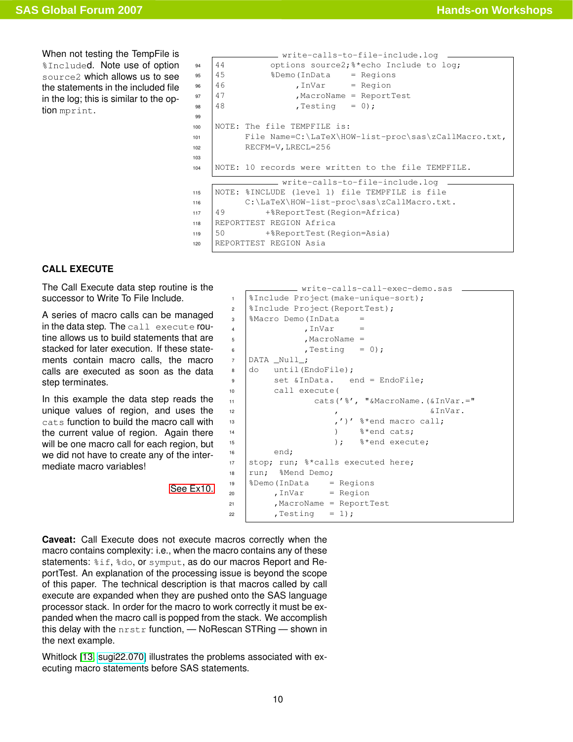When not testing the TempFile is `%Include`d. Note use of option `source2` which allows us to see the statements in the included file in the log; this is similar to the option `mprint`.

write-calls-to-file-include.log

```
44         options source2;%*echo Include to log;
45         %Demo(InData    = Regions
46              ,InVar     = Region
46              ,MacroName = ReportTest
48              ,Testing   = 0);

NOTE: The file TEMPFILE is:
      File Name=C:\LaTeX\HOW-list-proc\sas\zCallMacro.txt,
      RECFM=V,LRECL=256

NOTE: 10 records were written to the file TEMPFILE.
```

write-calls-to-file-include.log

```
NOTE: %INCLUDE (level 1) file TEMPFILE is file
      C:\LaTeX\HOW-list-proc\sas\zCallMacro.txt.
49        +%ReportTest(Region=Africa)
REPORTTEST REGION Africa
50        +%ReportTest(Region=Asia)
REPORTTEST REGION Asia
```

### CALL EXECUTE

The Call Execute data step routine is the successor to Write To File Include.

A series of macro calls can be managed in the data step. The `call execute` routine allows us to build statements that are stacked for later execution. If these statements contain macro calls, the macro calls are executed as soon as the data step terminates.

In this example the data step reads the unique values of region, and uses the `cats` function to build the macro call with the current value of region. Again there will be one macro call for each region, but we did not have to create any of the intermediate macro variables!

See Ex10.

write-calls-call-exec-demo.sas

```
%Include Project(make-unique-sort);
%Include Project(ReportTest);
%Macro Demo(InData    =
           ,InVar     =
           ,MacroName =
           ,Testing   = 0);
DATA _Null_;
do   until(EndoFile);
     set &InData.   end = EndoFile;
     call execute(
             cats('%', "&MacroName.(&InVar.="
                 ,                   &InVar.
                 ,')' %*end macro call;
                 )    %*end cats;
                 );   %*end execute;
     end;
stop; run; %*calls executed here;
run;  %Mend Demo;
%Demo(InData    = Regions
     ,InVar     = Region
     ,MacroName = ReportTest
     ,Testing   = 1);
```

**Caveat:** Call Execute does not execute macros correctly when the macro contains complexity: i.e., when the macro contains any of these statements: `%if`, `%do`, or `symput`, as do our macros Report and ReportTest. An explanation of the processing issue is beyond the scope of this paper. The technical description is that macros called by call execute are expanded when they are pushed onto the SAS language processor stack. In order for the macro to work correctly it must be expanded when the macro call is popped from the stack. We accomplish this delay with the `nrstr` function, — NoRescan STRing — shown in the next example.

Whitlock [13] sugi22.070 illustrates the problems associated with executing macro statements before SAS statements.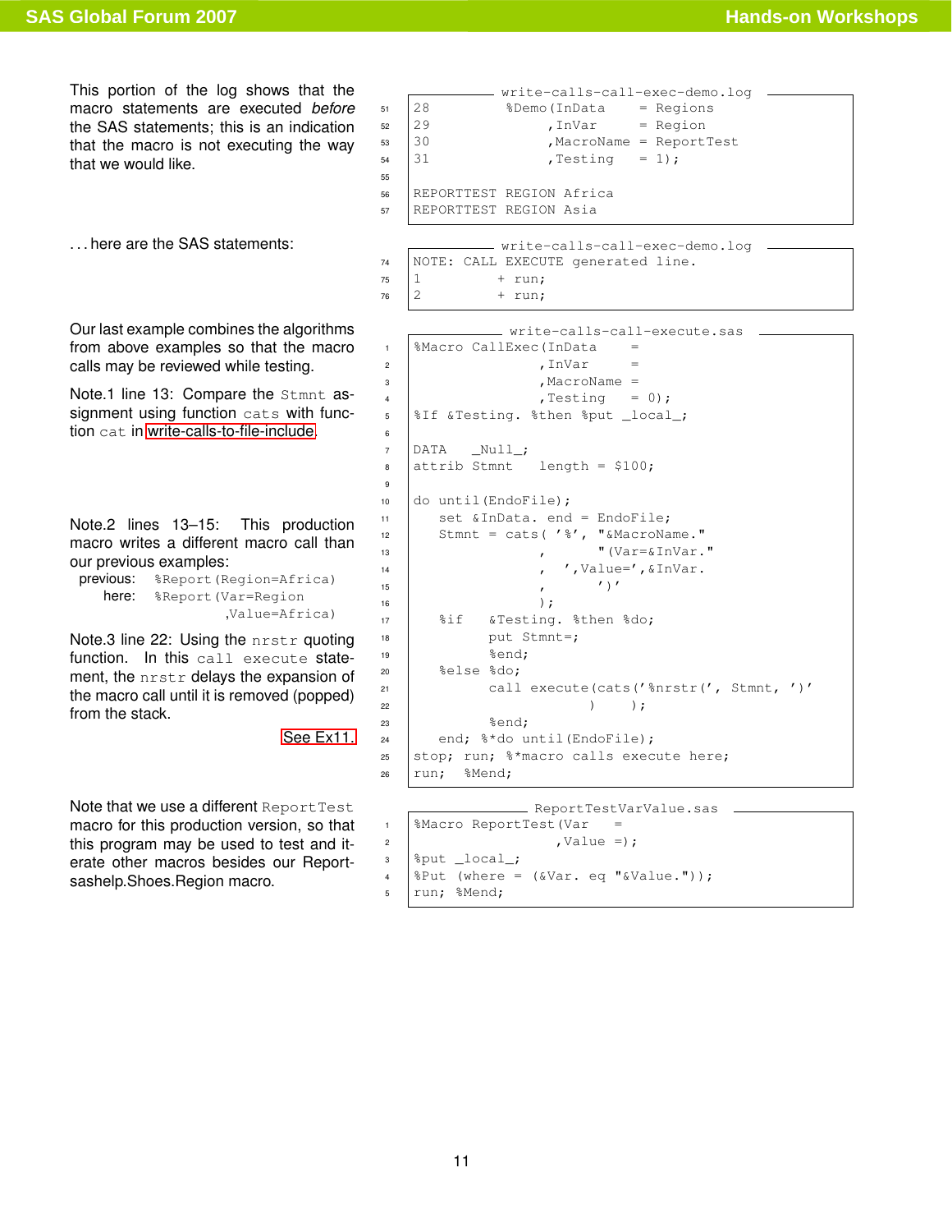This portion of the log shows that the macro statements are executed *before* the SAS statements; this is an indication that the macro is not executing the way that we would like.

```
                    write-calls-call-exec-demo.log
28          %Demo(InData     = Regions
29                ,InVar     = Region
30                ,MacroName = ReportTest
31                ,Testing   = 1);

REPORTTEST REGION Africa
REPORTTEST REGION Asia
```

. . . here are the SAS statements:

```
                    write-calls-call-exec-demo.log
NOTE: CALL EXECUTE generated line.
1          + run;
2          + run;
```

Our last example combines the algorithms from above examples so that the macro calls may be reviewed while testing.

Note.1 line 13: Compare the Stmnt assignment using function cats with function cat in write-calls-to-file-include.

Note.2 lines 13–15: This production macro writes a different macro call than our previous examples:

previous: %Report(Region=Africa)
here: %Report(Var=Region
,Value=Africa)

Note.3 line 22: Using the nrstr quoting function. In this call execute statement, the nrstr delays the expansion of the macro call until it is removed (popped) from the stack.

See Ex11.

```
                    write-calls-call-execute.sas
%Macro CallExec(InData    =
               ,InVar     =
               ,MacroName =
               ,Testing   = 0);
%If &Testing. %then %put _local_;

DATA   _Null_;
attrib Stmnt   length = $100;

do until(EndoFile);
   set &InData. end = EndoFile;
   Stmnt = cats( '%', "&MacroName."
               ,      "(Var=&InVar."
               ,  ',Value=',&InVar.
               ,      ')'
               );
   %if  &Testing. %then %do;
         put Stmnt=;
         %end;
   %else %do;
         call execute(cats('%nrstr(', Stmnt, ')'
                      )    );
         %end;
   end; %*do until(EndoFile);
stop; run; %*macro calls execute here;
run;  %Mend;
```

Note that we use a different ReportTest macro for this production version, so that this program may be used to test and iterate other macros besides our Report-sashelp.Shoes.Region macro.

```
                    ReportTestVarValue.sas
%Macro ReportTest(Var   =
                 ,Value =);
%put _local_;
%Put (where = (&Var. eq "&Value."));
run; %Mend;
```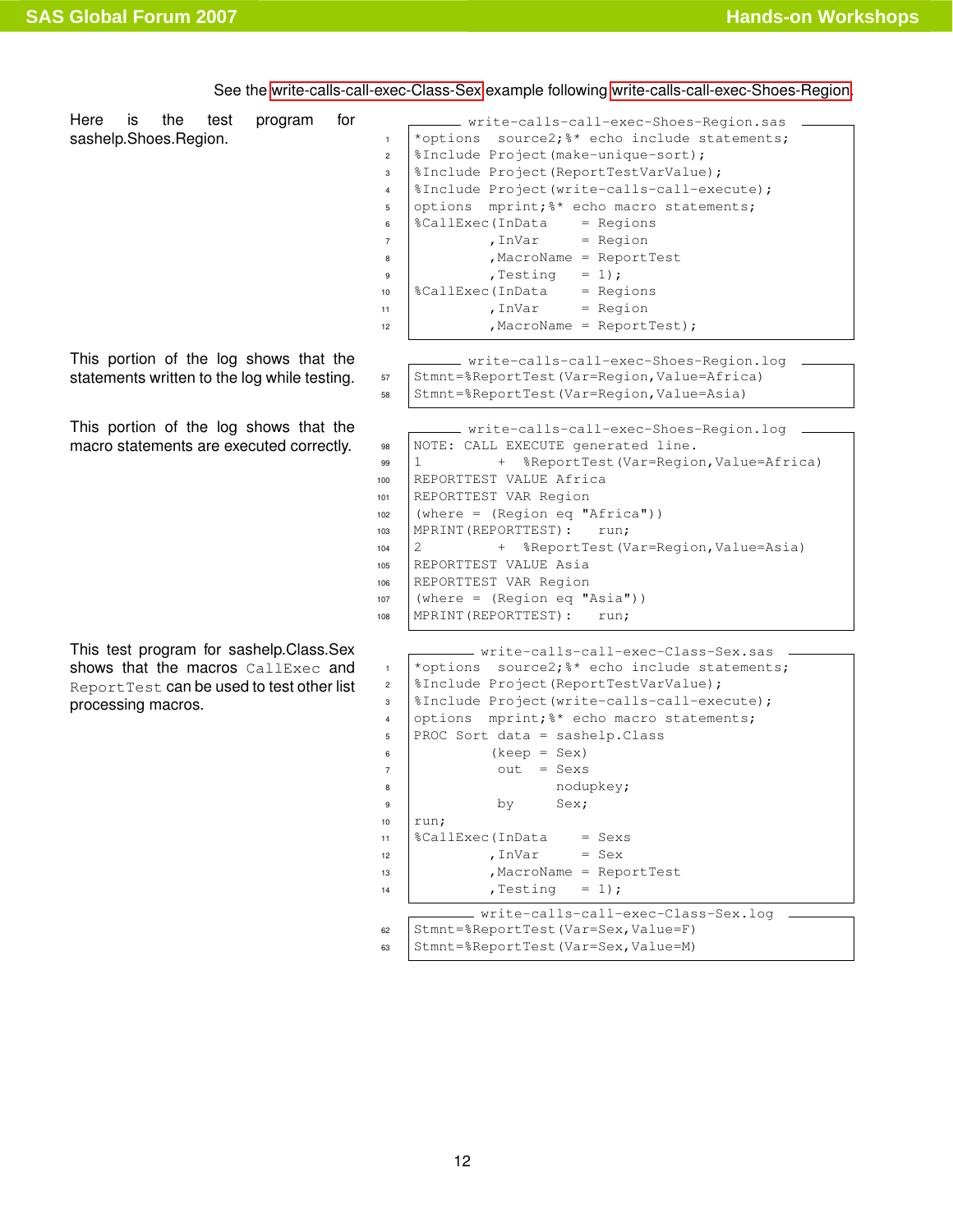See the write-calls-call-exec-Class-Sex example following write-calls-call-exec-Shoes-Region.

Here is the test program for sashelp.Shoes.Region.

write-calls-call-exec-Shoes-Region.sas

```
*options  source2;%* echo include statements;
%Include Project(make-unique-sort);
%Include Project(ReportTestVarValue);
%Include Project(write-calls-call-execute);
options  mprint;%* echo macro statements;
%CallExec(InData     = Regions
         ,InVar      = Region
         ,MacroName  = ReportTest
         ,Testing    = 1);
%CallExec(InData     = Regions
         ,InVar      = Region
         ,MacroName  = ReportTest);
```

This portion of the log shows that the statements written to the log while testing.

write-calls-call-exec-Shoes-Region.log

```
Stmnt=%ReportTest(Var=Region,Value=Africa)
Stmnt=%ReportTest(Var=Region,Value=Asia)
```

This portion of the log shows that the macro statements are executed correctly.

write-calls-call-exec-Shoes-Region.log

```
NOTE: CALL EXECUTE generated line.
1         +   %ReportTest(Var=Region,Value=Africa)
REPORTTEST VALUE Africa
REPORTTEST VAR Region
(where = (Region eq "Africa"))
MPRINT(REPORTTEST):    run;
2         +   %ReportTest(Var=Region,Value=Asia)
REPORTTEST VALUE Asia
REPORTTEST VAR Region
(where = (Region eq "Asia"))
MPRINT(REPORTTEST):    run;
```

This test program for sashelp.Class.Sex shows that the macros `CallExec` and `ReportTest` can be used to test other list processing macros.

write-calls-call-exec-Class-Sex.sas

```
*options  source2;%* echo include statements;
%Include Project(ReportTestVarValue);
%Include Project(write-calls-call-execute);
options  mprint;%* echo macro statements;
PROC Sort data = sashelp.Class
         (keep = Sex)
          out  = Sexs
                 nodupkey;
          by     Sex;
run;
%CallExec(InData     = Sexs
         ,InVar      = Sex
         ,MacroName  = ReportTest
         ,Testing    = 1);
```

write-calls-call-exec-Class-Sex.log

```
Stmnt=%ReportTest(Var=Sex,Value=F)
Stmnt=%ReportTest(Var=Sex,Value=M)
```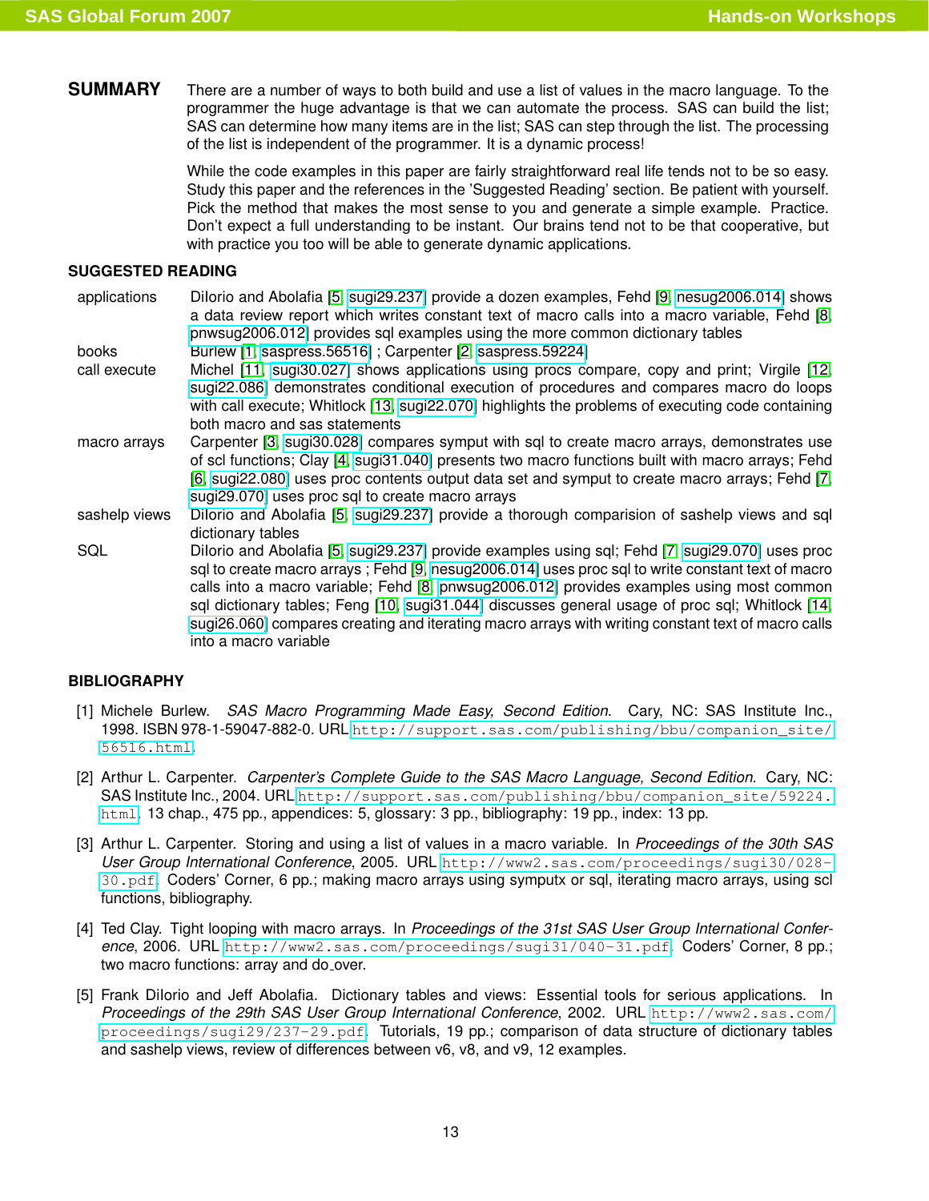## SUMMARY

There are a number of ways to both build and use a list of values in the macro language. To the programmer the huge advantage is that we can automate the process. SAS can build the list; SAS can determine how many items are in the list; SAS can step through the list. The processing of the list is independent of the programmer. It is a dynamic process!

While the code examples in this paper are fairly straightforward real life tends not to be so easy. Study this paper and the references in the 'Suggested Reading' section. Be patient with yourself. Pick the method that makes the most sense to you and generate a simple example. Practice. Don't expect a full understanding to be instant. Our brains tend not to be that cooperative, but with practice you too will be able to generate dynamic applications.

## SUGGESTED READING

| | |
|---|---|
| applications | DiIorio and Abolafia [5, sugi29.237] provide a dozen examples, Fehd [9, nesug2006.014] shows a data review report which writes constant text of macro calls into a macro variable, Fehd [8, pnwsug2006.012] provides sql examples using the more common dictionary tables |
| books | Burlew [1, saspress.56516] ; Carpenter [2, saspress.59224] |
| call execute | Michel [11, sugi30.027] shows applications using procs compare, copy and print; Virgile [12, sugi22.086] demonstrates conditional execution of procedures and compares macro do loops with call execute; Whitlock [13, sugi22.070] highlights the problems of executing code containing both macro and sas statements |
| macro arrays | Carpenter [3, sugi30.028] compares symput with sql to create macro arrays, demonstrates use of scl functions; Clay [4, sugi31.040] presents two macro functions built with macro arrays; Fehd [6, sugi22.080] uses proc contents output data set and symput to create macro arrays; Fehd [7, sugi29.070] uses proc sql to create macro arrays |
| sashelp views | DiIorio and Abolafia [5, sugi29.237] provide a thorough comparision of sashelp views and sql dictionary tables |
| SQL | DiIorio and Abolafia [5, sugi29.237] provide examples using sql; Fehd [7, sugi29.070] uses proc sql to create macro arrays ; Fehd [9, nesug2006.014] uses proc sql to write constant text of macro calls into a macro variable; Fehd [8, pnwsug2006.012] provides examples using most common sql dictionary tables; Feng [10, sugi31.044] discusses general usage of proc sql; Whitlock [14, sugi26.060] compares creating and iterating macro arrays with writing constant text of macro calls into a macro variable |

## BIBLIOGRAPHY

[1] Michele Burlew. *SAS Macro Programming Made Easy, Second Edition*. Cary, NC: SAS Institute Inc., 1998. ISBN 978-1-59047-882-0. URL `http://support.sas.com/publishing/bbu/companion_site/56516.html`.

[2] Arthur L. Carpenter. *Carpenter's Complete Guide to the SAS Macro Language, Second Edition*. Cary, NC: SAS Institute Inc., 2004. URL `http://support.sas.com/publishing/bbu/companion_site/59224.html`. 13 chap., 475 pp., appendices: 5, glossary: 3 pp., bibliography: 19 pp., index: 13 pp.

[3] Arthur L. Carpenter. Storing and using a list of values in a macro variable. In *Proceedings of the 30th SAS User Group International Conference*, 2005. URL `http://www2.sas.com/proceedings/sugi30/028-30.pdf`. Coders' Corner, 6 pp.; making macro arrays using symputx or sql, iterating macro arrays, using scl functions, bibliography.

[4] Ted Clay. Tight looping with macro arrays. In *Proceedings of the 31st SAS User Group International Conference*, 2006. URL `http://www2.sas.com/proceedings/sugi31/040-31.pdf`. Coders' Corner, 8 pp.; two macro functions: array and do_over.

[5] Frank DiIorio and Jeff Abolafia. Dictionary tables and views: Essential tools for serious applications. In *Proceedings of the 29th SAS User Group International Conference*, 2002. URL `http://www2.sas.com/proceedings/sugi29/237-29.pdf`. Tutorials, 19 pp.; comparison of data structure of dictionary tables and sashelp views, review of differences between v6, v8, and v9, 12 examples.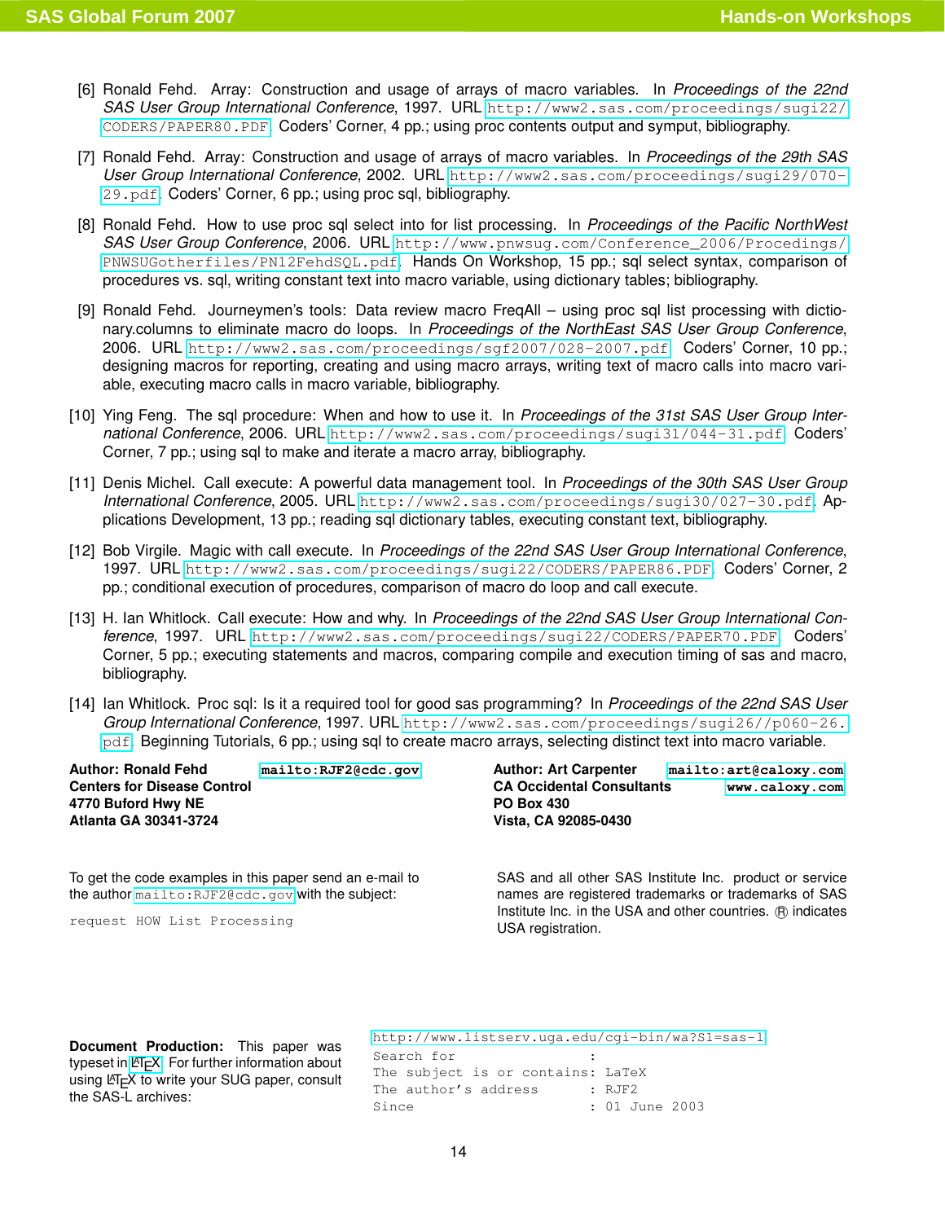[6] Ronald Fehd. Array: Construction and usage of arrays of macro variables. In *Proceedings of the 22nd SAS User Group International Conference*, 1997. URL http://www2.sas.com/proceedings/sugi22/CODERS/PAPER80.PDF. Coders' Corner, 4 pp.; using proc contents output and sympút, bibliography.

[7] Ronald Fehd. Array: Construction and usage of arrays of macro variables. In *Proceedings of the 29th SAS User Group International Conference*, 2002. URL http://www2.sas.com/proceedings/sugi29/070-29.pdf. Coders' Corner, 6 pp.; using proc sql, bibliography.

[8] Ronald Fehd. How to use proc sql select into for list processing. In *Proceedings of the Pacific NorthWest SAS User Group Conference*, 2006. URL http://www.pnwsug.com/Conference_2006/Procedings/PNWSUGotherfiles/PN12FehdSQL.pdf. Hands On Workshop, 15 pp.; sql select syntax, comparison of procedures vs. sql, writing constant text into macro variable, using dictionary tables; bibliography.

[9] Ronald Fehd. Journeymen's tools: Data review macro FreqAll – using proc sql list processing with dictionary.columns to eliminate macro do loops. In *Proceedings of the NorthEast SAS User Group Conference*, 2006. URL http://www2.sas.com/proceedings/sgf2007/028-2007.pdf. Coders' Corner, 10 pp.; designing macros for reporting, creating and using macro arrays, writing text of macro calls into macro variable, executing macro calls in macro variable, bibliography.

[10] Ying Feng. The sql procedure: When and how to use it. In *Proceedings of the 31st SAS User Group International Conference*, 2006. URL http://www2.sas.com/proceedings/sugi31/044-31.pdf. Coders' Corner, 7 pp.; using sql to make and iterate a macro array, bibliography.

[11] Denis Michel. Call execute: A powerful data management tool. In *Proceedings of the 30th SAS User Group International Conference*, 2005. URL http://www2.sas.com/proceedings/sugi30/027-30.pdf. Applications Development, 13 pp.; reading sql dictionary tables, executing constant text, bibliography.

[12] Bob Virgile. Magic with call execute. In *Proceedings of the 22nd SAS User Group International Conference*, 1997. URL http://www2.sas.com/proceedings/sugi22/CODERS/PAPER86.PDF. Coders' Corner, 2 pp.; conditional execution of procedures, comparison of macro do loop and call execute.

[13] H. Ian Whitlock. Call execute: How and why. In *Proceedings of the 22nd SAS User Group International Conference*, 1997. URL http://www2.sas.com/proceedings/sugi22/CODERS/PAPER70.PDF. Coders' Corner, 5 pp.; executing statements and macros, comparing compile and execution timing of sas and macro, bibliography.

[14] Ian Whitlock. Proc sql: Is it a required tool for good sas programming? In *Proceedings of the 22nd SAS User Group International Conference*, 1997. URL http://www2.sas.com/proceedings/sugi26//p060-26.pdf. Beginning Tutorials, 6 pp.; using sql to create macro arrays, selecting distinct text into macro variable.

**Author: Ronald Fehd** mailto:RJF2@cdc.gov
**Centers for Disease Control**
**4770 Buford Hwy NE**
**Atlanta GA 30341-3724**

**Author: Art Carpenter** mailto:art@caloxy.com
**CA Occidental Consultants** www.caloxy.com
**PO Box 430**
**Vista, CA 92085-0430**

To get the code examples in this paper send an e-mail to the author mailto:RJF2@cdc.gov with the subject:

```
request HOW List Processing
```

SAS and all other SAS Institute Inc. product or service names are registered trademarks or trademarks of SAS Institute Inc. in the USA and other countries. ® indicates USA registration.

**Document Production:** This paper was typeset in LaTeX. For further information about using LaTeX to write your SUG paper, consult the SAS-L archives:

```
http://www.listserv.uga.edu/cgi-bin/wa?S1=sas-l
Search for                    :
The subject is or contains: LaTeX
The author's address          : RJF2
Since                         : 01 June 2003
```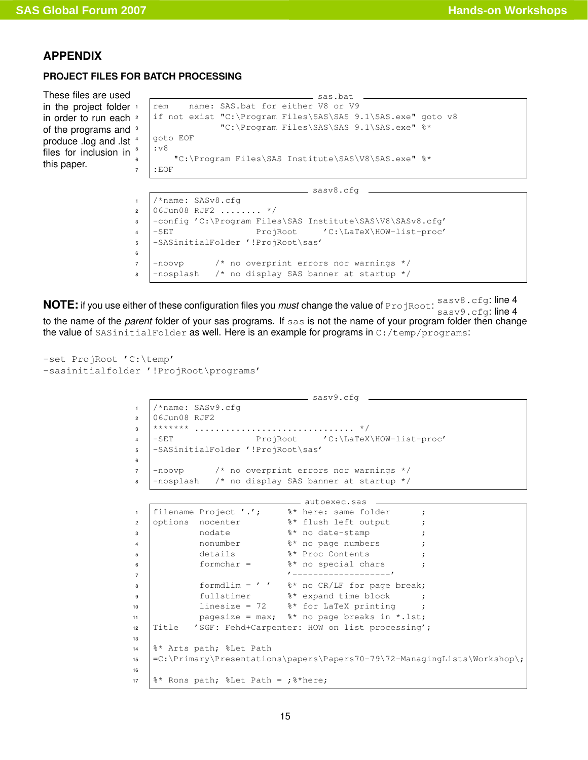## APPENDIX

### PROJECT FILES FOR BATCH PROCESSING

These files are used in the project folder in order to run each of the programs and produce .log and .lst files for inclusion in this paper.

sas.bat

```
rem    name: SAS.bat for either V8 or V9
if not exist "C:\Program Files\SAS\SAS 9.1\SAS.exe" goto v8
             "C:\Program Files\SAS\SAS 9.1\SAS.exe" %*
goto EOF
:v8
    "C:\Program Files\SAS Institute\SAS\V8\SAS.exe" %*
:EOF
```

sasv8.cfg

```
/*name: SASv8.cfg
06Jun08 RJF2 ........ */
-config 'C:\Program Files\SAS Institute\SAS\V8\SASv8.cfg'
-SET                ProjRoot     'C:\LaTeX\HOW-list-proc'
-SASinitialFolder '!ProjRoot\sas'

-noovp      /* no overprint errors nor warnings */
-nosplash   /* no display SAS banner at startup */
```

**NOTE:** if you use either of these configuration files you *must* change the value of `ProjRoot`: `sasv8.cfg`: line 4, `sasv9.cfg`: line 4 to the name of the *parent* folder of your sas programs. If `sas` is not the name of your program folder then change the value of `SASinitialFolder` as well. Here is an example for programs in `C:/temp/programs`:

```
-set ProjRoot 'C:\temp'
-sasinitialfolder '!ProjRoot\programs'
```

sasv9.cfg

```
/*name: SASv9.cfg
06Jun08 RJF2
******* ............................... */
-SET                ProjRoot     'C:\LaTeX\HOW-list-proc'
-SASinitialFolder '!ProjRoot\sas'

-noovp      /* no overprint errors nor warnings */
-nosplash   /* no display SAS banner at startup */
```

autoexec.sas

```
filename Project '.';      %* here: same folder      ;
options  nocenter          %* flush left output      ;
         nodate            %* no date-stamp          ;
         nonumber          %* no page numbers        ;
         details           %* Proc Contents          ;
         formchar =        %* no special chars       ;
                           '--------------------'
         formdlim = ' '    %* no CR/LF for page break;
         fullstimer        %* expand time block      ;
         linesize = 72     %* for LaTeX printing     ;
         pagesize = max;   %* no page breaks in *.lst;
Title    'SGF: Fehd+Carpenter: HOW on list processing';

%* Arts path; %Let Path
=C:\Primary\Presentations\papers\Papers70-79\72-ManagingLists\Workshop\;

%* Rons path; %Let Path = ;%*here;
```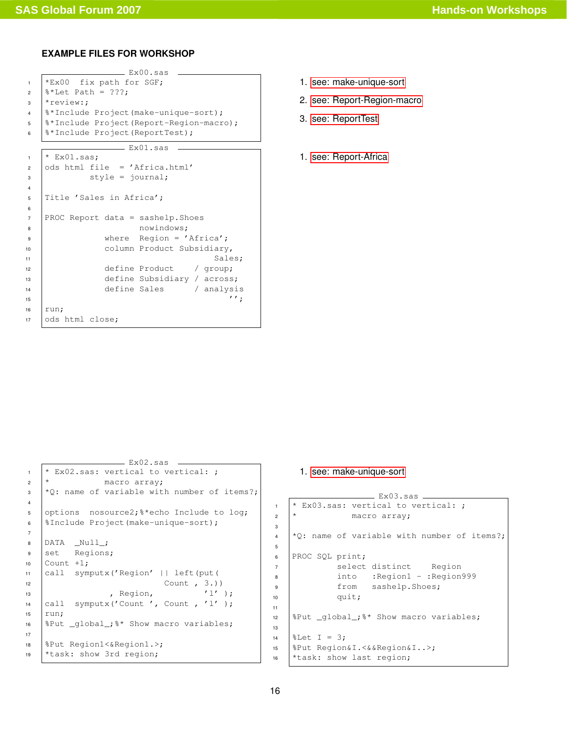### EXAMPLE FILES FOR WORKSHOP

Ex00.sas

```
*Ex00  fix path for SGF;
%*Let Path = ???;
*review:;
%*Include Project(make-unique-sort);
%*Include Project(Report-Region-macro);
%*Include Project(ReportTest);
```

1. see: make-unique-sort
2. see: Report-Region-macro
3. see: ReportTest

Ex01.sas

```
* Ex01.sas;
ods html file  = 'Africa.html'
         style = journal;

Title 'Sales in Africa';

PROC Report data = sashelp.Shoes
                   nowindows;
            where  Region = 'Africa';
            column Product Subsidiary,
                                Sales;
            define Product    / group;
            define Subsidiary / across;
            define Sales      / analysis
                                   '';
run;
ods html close;
```

1. see: Report-Africa

Ex02.sas

```
* Ex02.sas: vertical to vertical: ;
*           macro array;
*Q: name of variable with number of items?;

options  nosource2;%*echo Include to log;
%Include Project(make-unique-sort);

DATA  _Null_;
set   Regions;
Count +1;
call  symputx('Region' || left(put(
                        Count , 3.))
            , Region,          'l' );
call  symputx('Count ', Count , 'l' );
run;
%Put _global_;%* Show macro variables;

%Put Region1<&Region1.>;
*task: show 3rd region;
```

1. see: make-unique-sort

Ex03.sas

```
* Ex03.sas: vertical to vertical: ;
*           macro array;

*Q: name of variable with number of items?;

PROC SQL print;
         select distinct    Region
         into    :Region1 - :Region999
         from    sashelp.Shoes;
         quit;

%Put _global_;%* Show macro variables;

%Let I = 3;
%Put Region&I.<&&Region&I..>;
*task: show last region;
```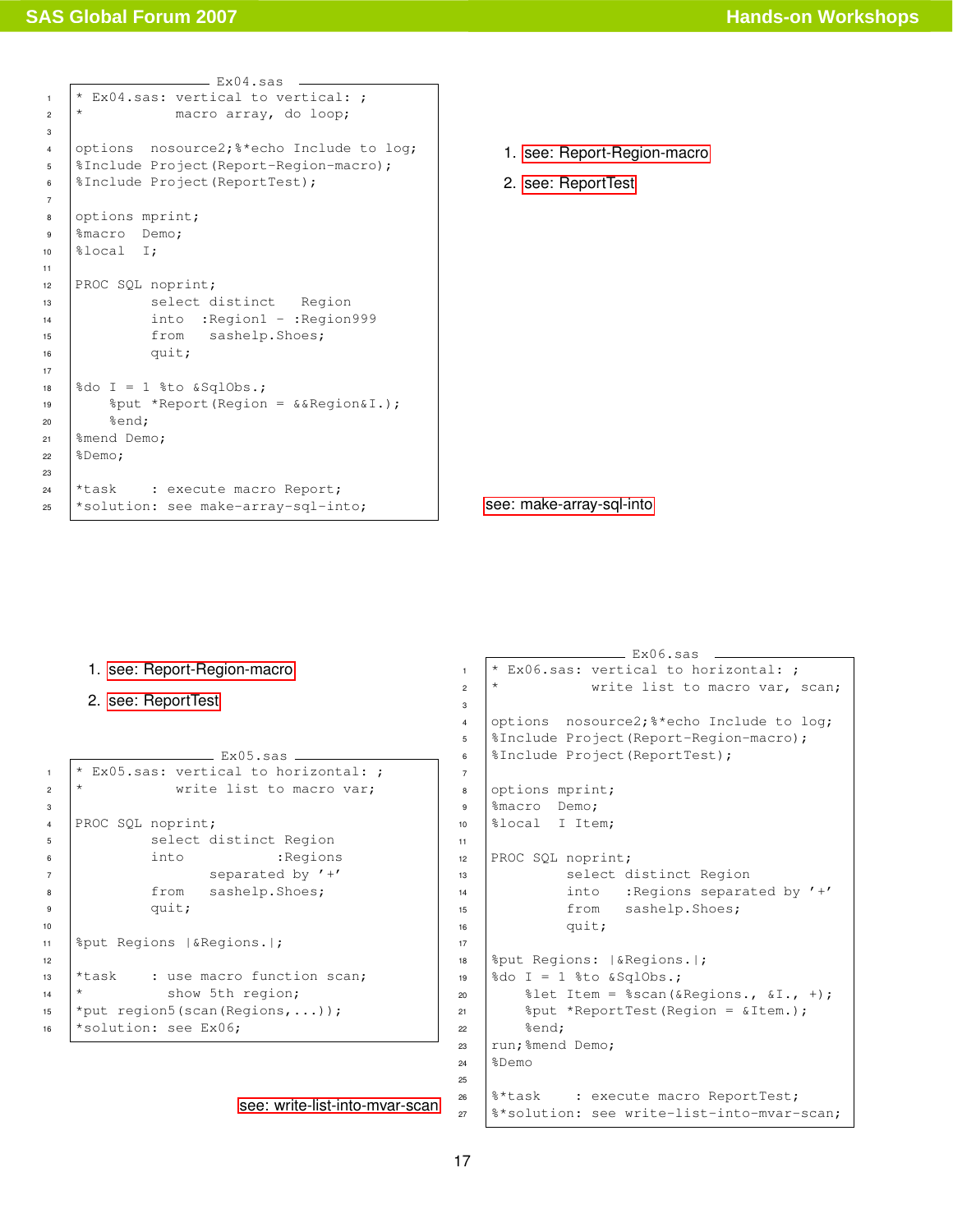Ex04.sas

```
* Ex04.sas: vertical to vertical: ;
*           macro array, do loop;

options  nosource2;%*echo Include to log;
%Include Project(Report-Region-macro);
%Include Project(ReportTest);

options mprint;
%macro  Demo;
%local  I;

PROC SQL noprint;
         select distinct   Region
         into  :Region1 - :Region999
         from   sashelp.Shoes;
         quit;

%do I = 1 %to &SqlObs.;
    %put *Report(Region = &&Region&I.);
    %end;
%mend Demo;
%Demo;

*task     : execute macro Report;
*solution: see make-array-sql-into;
```

1. see: Report-Region-macro
2. see: ReportTest

see: make-array-sql-into

1. see: Report-Region-macro
2. see: ReportTest

Ex05.sas

```
* Ex05.sas: vertical to horizontal: ;
*           write list to macro var;

PROC SQL noprint;
         select distinct Region
         into         :Regions
                separated by '+'
         from   sashelp.Shoes;
         quit;

%put Regions |&Regions.|;

*task     : use macro function scan;
*          show 5th region;
*put region5(scan(Regions,...));
*solution: see Ex06;
```

see: write-list-into-mvar-scan

Ex06.sas

```
* Ex06.sas: vertical to horizontal: ;
*           write list to macro var, scan;

options  nosource2;%*echo Include to log;
%Include Project(Report-Region-macro);
%Include Project(ReportTest);

options mprint;
%macro  Demo;
%local  I Item;

PROC SQL noprint;
         select distinct Region
         into   :Regions separated by '+'
         from   sashelp.Shoes;
         quit;

%put Regions: |&Regions.|;
%do I = 1 %to &SqlObs.;
    %let Item = %scan(&Regions., &I., +);
    %put *ReportTest(Region = &Item.);
    %end;
run;%mend Demo;
%Demo

%*task     : execute macro ReportTest;
%*solution: see write-list-into-mvar-scan;
```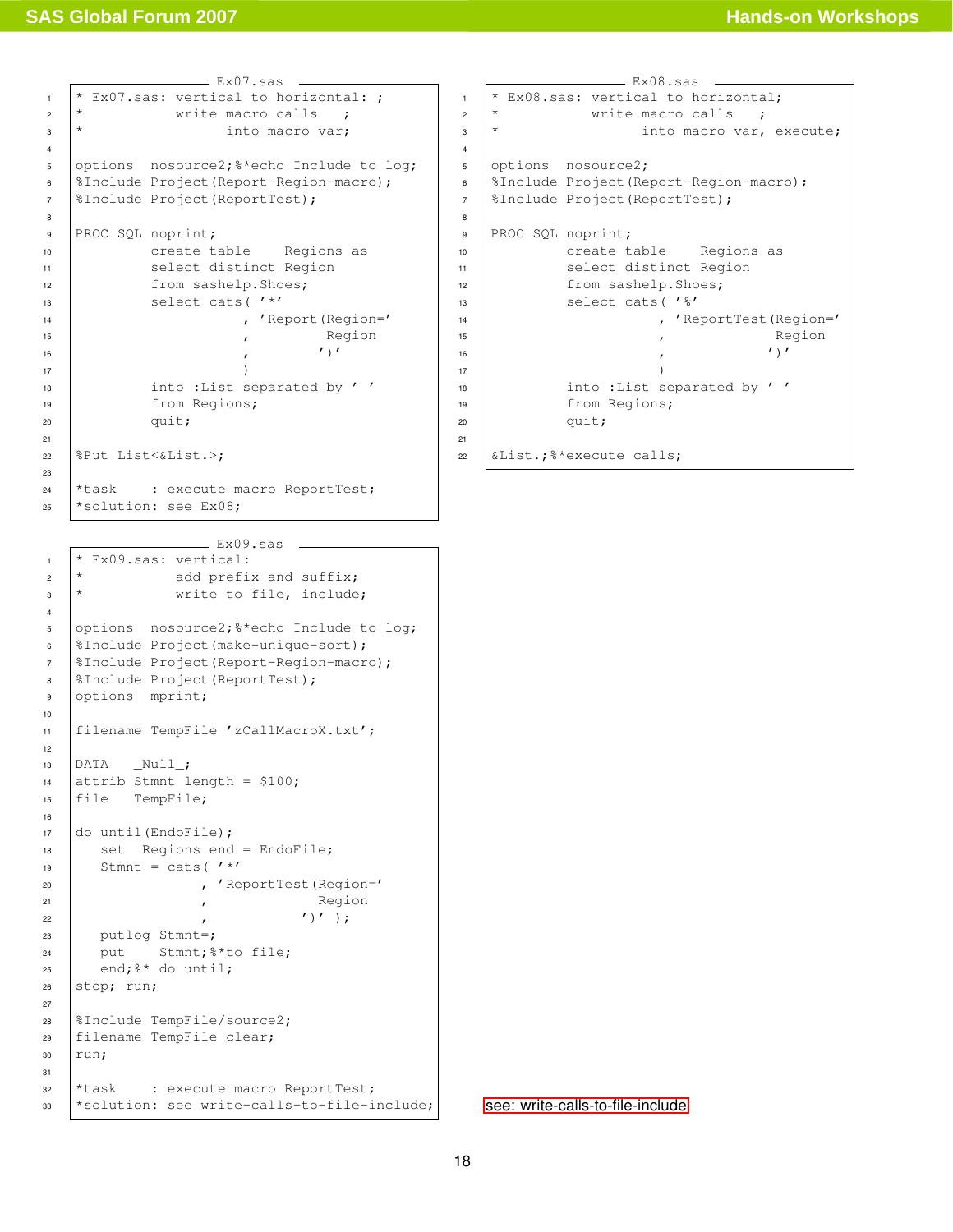Ex07.sas

```
* Ex07.sas: vertical to horizontal: ;
*           write macro calls   ;
*                 into macro var;

options  nosource2;%*echo Include to log;
%Include Project(Report-Region-macro);
%Include Project(ReportTest);

PROC SQL noprint;
         create table    Regions as
         select distinct Region
         from sashelp.Shoes;
         select cats( '*'
                    , 'Report(Region='
                    ,          Region
                    ,         ')'
                    )
         into :List separated by ' '
         from Regions;
         quit;

%Put List<&List.>;

*task     : execute macro ReportTest;
*solution: see Ex08;
```

Ex08.sas

```
* Ex08.sas: vertical to horizontal;
*           write macro calls   ;
*                 into macro var, execute;

options  nosource2;
%Include Project(Report-Region-macro);
%Include Project(ReportTest);

PROC SQL noprint;
         create table    Regions as
         select distinct Region
         from sashelp.Shoes;
         select cats( '%'
                    , 'ReportTest(Region='
                    ,              Region
                    ,             ')'
                    )
         into :List separated by ' '
         from Regions;
         quit;

&List.;%*execute calls;
```

Ex09.sas

```
* Ex09.sas: vertical:
*           add prefix and suffix;
*           write to file, include;

options  nosource2;%*echo Include to log;
%Include Project(make-unique-sort);
%Include Project(Report-Region-macro);
%Include Project(ReportTest);
options  mprint;

filename TempFile 'zCallMacroX.txt';

DATA   _Null_;
attrib Stmnt length = $100;
file   TempFile;

do until(EndoFile);
   set  Regions end = EndoFile;
   Stmnt = cats( '*'
               , 'ReportTest(Region='
               ,               Region
               ,             ')' );
   putlog Stmnt=;
   put    Stmnt;%*to file;
   end;%* do until;
stop; run;

%Include TempFile/source2;
filename TempFile clear;
run;

*task     : execute macro ReportTest;
*solution: see write-calls-to-file-include;
```

see: write-calls-to-file-include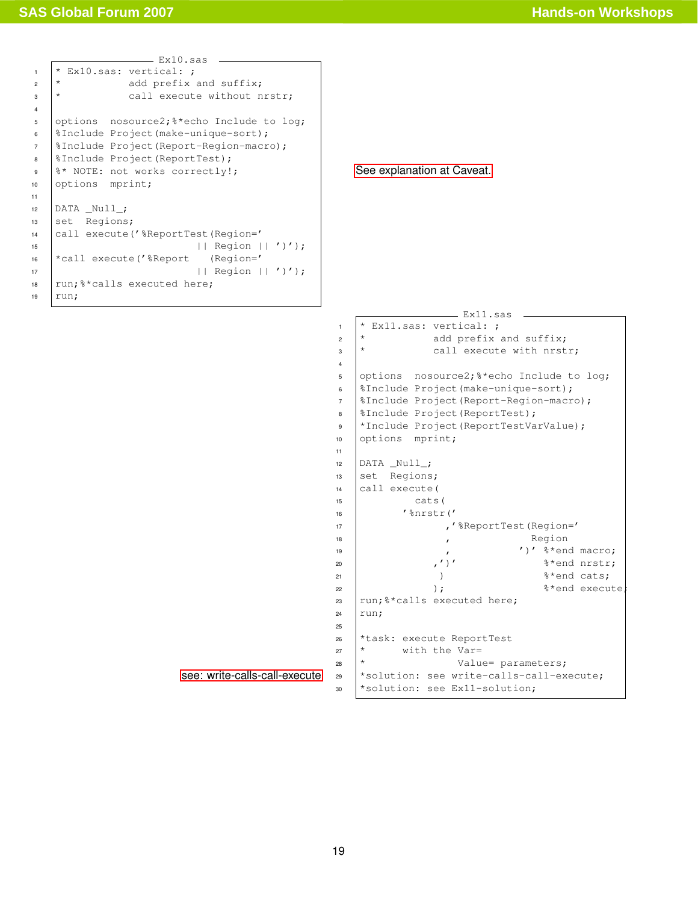Ex10.sas

```
* Ex10.sas: vertical: ;
*           add prefix and suffix;
*           call execute without nrstr;

options  nosource2;%*echo Include to log;
%Include Project(make-unique-sort);
%Include Project(Report-Region-macro);
%Include Project(ReportTest);
%* NOTE: not works correctly!;
options  mprint;

DATA _Null_;
set  Regions;
call execute('%ReportTest(Region='
                        || Region || ')');
*call execute('%Report    (Region='
                        || Region || ')');
run;%*calls executed here;
run;
```

See explanation at Caveat.

Ex11.sas

```
* Ex11.sas: vertical: ;
*           add prefix and suffix;
*           call execute with nrstr;

options  nosource2;%*echo Include to log;
%Include Project(make-unique-sort);
%Include Project(Report-Region-macro);
%Include Project(ReportTest);
*Include Project(ReportTestVarValue);
options  mprint;

DATA _Null_;
set  Regions;
call execute(
         cats(
       '%nrstr('
             ,'%ReportTest(Region='
             ,             Region
             ,            ')' %*end macro;
           ,')'               %*end nrstr;
            )                 %*end cats;
           );                 %*end execute;
run;%*calls executed here;
run;

*task: execute ReportTest
*      with the Var=
*               Value= parameters;
*solution: see write-calls-call-execute;
*solution: see Ex11-solution;
```

see: write-calls-call-execute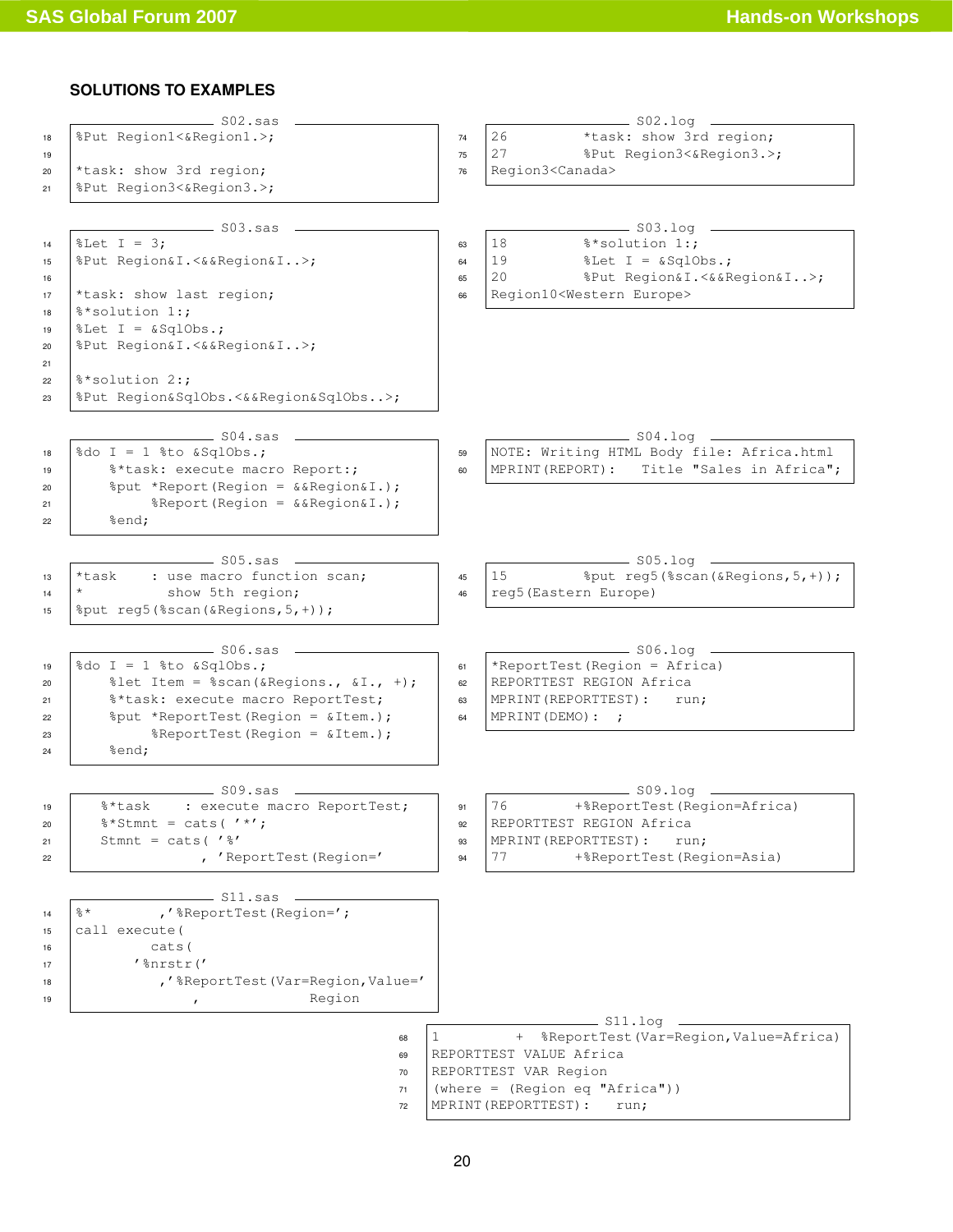### SOLUTIONS TO EXAMPLES

S02.sas

```
18  %Put Region1<&Region1.>;
19
20  *task: show 3rd region;
21  %Put Region3<&Region3.>;
```

S02.log

```
74  26          *task: show 3rd region;
75  27          %Put Region3<&Region3.>;
76  Region3<Canada>
```

S03.sas

```
14  %Let I = 3;
15  %Put Region&I.<&&Region&I..>;
16
17  *task: show last region;
18  %*solution 1:;
19  %Let I = &SqlObs.;
20  %Put Region&I.<&&Region&I..>;
21
22  %*solution 2:;
23  %Put Region&SqlObs.<&&Region&SqlObs..>;
```

S03.log

```
63  18          %*solution 1:;
64  19          %Let I = &SqlObs.;
65  20          %Put Region&I.<&&Region&I..>;
66  Region10<Western Europe>
```

S04.sas

```
18  %do I = 1 %to &SqlObs.;
19      %*task: execute macro Report:;
20      %put *Report(Region = &&Region&I.);
21          %Report(Region = &&Region&I.);
22      %end;
```

S04.log

```
59  NOTE: Writing HTML Body file: Africa.html
60  MPRINT(REPORT):   Title "Sales in Africa";
```

S05.sas

```
13  *task    : use macro function scan;
14  *          show 5th region;
15  %put reg5(%scan(&Regions,5,+));
```

S05.log

```
45  15          %put reg5(%scan(&Regions,5,+));
46  reg5(Eastern Europe)
```

S06.sas

```
19  %do I = 1 %to &SqlObs.;
20      %let Item = %scan(&Regions., &I., +);
21      %*task: execute macro ReportTest;
22      %put *ReportTest(Region = &Item.);
23          %ReportTest(Region = &Item.);
24      %end;
```

S06.log

```
61  *ReportTest(Region = Africa)
62  REPORTTEST REGION Africa
63  MPRINT(REPORTTEST):   run;
64  MPRINT(DEMO):   ;
```

S09.sas

```
19     %*task    : execute macro ReportTest;
20     %*Stmnt = cats( '*';
21     Stmnt = cats( '%'
22                 , 'ReportTest(Region='
```

S09.log

```
91  76          +%ReportTest(Region=Africa)
92  REPORTTEST REGION Africa
93  MPRINT(REPORTTEST):   run;
94  77          +%ReportTest(Region=Asia)
```

S11.sas

```
14  %*         ,'%ReportTest(Region=';
15  call execute(
16          cats(
17        '%nrstr('
18           ,'%ReportTest(Var=Region,Value='
19              ,              Region
```

S11.log

```
68  1          +  %ReportTest(Var=Region,Value=Africa)
69  REPORTTEST VALUE Africa
70  REPORTTEST VAR Region
71  (where = (Region eq "Africa"))
72  MPRINT(REPORTTEST):   run;
```